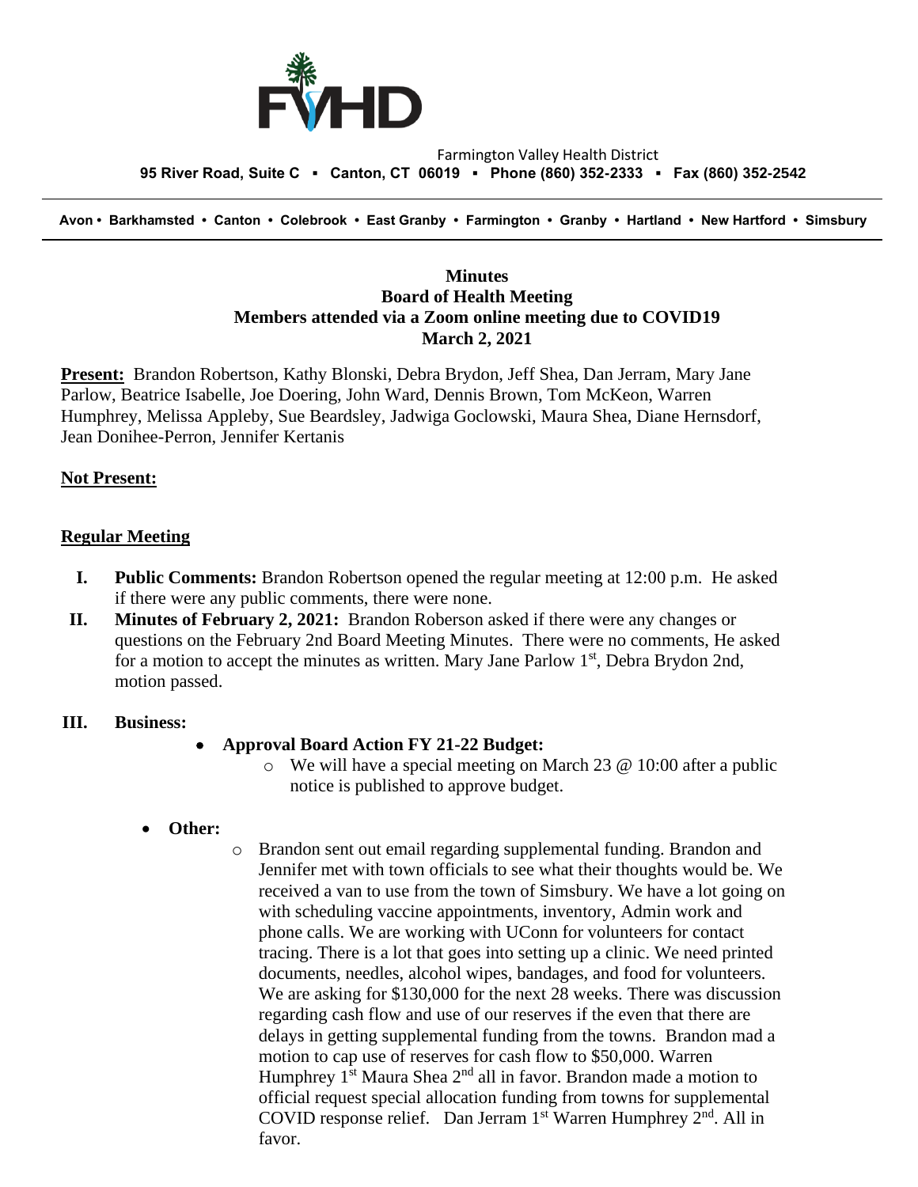Farmington Valley Health District

**95 River Road, Suite C ▪ Canton, CT 06019 ▪ Phone (860) 352-2333 ▪ Fax (860) 352-2542**

**Avon • Barkhamsted • Canton • Colebrook • East Granby • Farmington • Granby • Hartland • New Hartford • Simsbury**

---

**Minutes**
**Board of Health Meeting**
**Members attended via a Zoom online meeting due to COVID19**
**March 2, 2021**

**Present:** Brandon Robertson, Kathy Blonski, Debra Brydon, Jeff Shea, Dan Jerram, Mary Jane Parlow, Beatrice Isabelle, Joe Doering, John Ward, Dennis Brown, Tom McKeon, Warren Humphrey, Melissa Appleby, Sue Beardsley, Jadwiga Goclowski, Maura Shea, Diane Hernsdorf, Jean Donihee-Perron, Jennifer Kertanis

**Not Present:**

**Regular Meeting**

I. **Public Comments:** Brandon Robertson opened the regular meeting at 12:00 p.m. He asked if there were any public comments, there were none.

II. **Minutes of February 2, 2021:** Brandon Roberson asked if there were any changes or questions on the February 2nd Board Meeting Minutes. There were no comments, He asked for a motion to accept the minutes as written. Mary Jane Parlow 1st, Debra Brydon 2nd, motion passed.

III. **Business:**

- **Approval Board Action FY 21-22 Budget:**
  - We will have a special meeting on March 23 @ 10:00 after a public notice is published to approve budget.

- **Other:**
  - Brandon sent out email regarding supplemental funding. Brandon and Jennifer met with town officials to see what their thoughts would be. We received a van to use from the town of Simsbury. We have a lot going on with scheduling vaccine appointments, inventory, Admin work and phone calls. We are working with UConn for volunteers for contact tracing. There is a lot that goes into setting up a clinic. We need printed documents, needles, alcohol wipes, bandages, and food for volunteers. We are asking for $130,000 for the next 28 weeks. There was discussion regarding cash flow and use of our reserves if the even that there are delays in getting supplemental funding from the towns. Brandon mad a motion to cap use of reserves for cash flow to $50,000. Warren Humphrey 1st Maura Shea 2nd all in favor. Brandon made a motion to official request special allocation funding from towns for supplemental COVID response relief. Dan Jerram 1st Warren Humphrey 2nd. All in favor.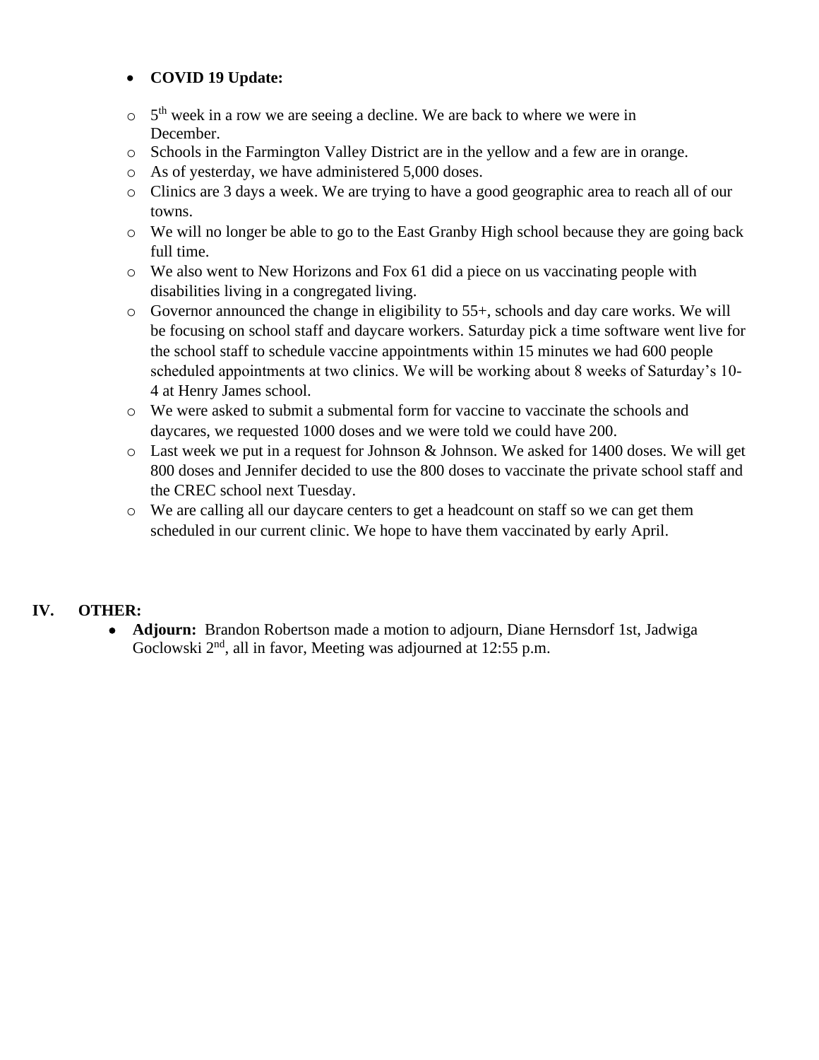- **COVID 19 Update:**
  - 5th week in a row we are seeing a decline. We are back to where we were in December.
  - Schools in the Farmington Valley District are in the yellow and a few are in orange.
  - As of yesterday, we have administered 5,000 doses.
  - Clinics are 3 days a week. We are trying to have a good geographic area to reach all of our towns.
  - We will no longer be able to go to the East Granby High school because they are going back full time.
  - We also went to New Horizons and Fox 61 did a piece on us vaccinating people with disabilities living in a congregated living.
  - Governor announced the change in eligibility to 55+, schools and day care works. We will be focusing on school staff and daycare workers. Saturday pick a time software went live for the school staff to schedule vaccine appointments within 15 minutes we had 600 people scheduled appointments at two clinics. We will be working about 8 weeks of Saturday's 10-4 at Henry James school.
  - We were asked to submit a submental form for vaccine to vaccinate the schools and daycares, we requested 1000 doses and we were told we could have 200.
  - Last week we put in a request for Johnson & Johnson. We asked for 1400 doses. We will get 800 doses and Jennifer decided to use the 800 doses to vaccinate the private school staff and the CREC school next Tuesday.
  - We are calling all our daycare centers to get a headcount on staff so we can get them scheduled in our current clinic. We hope to have them vaccinated by early April.

## IV. OTHER:

- **Adjourn:** Brandon Robertson made a motion to adjourn, Diane Hernsdorf 1st, Jadwiga Goclowski 2nd, all in favor, Meeting was adjourned at 12:55 p.m.